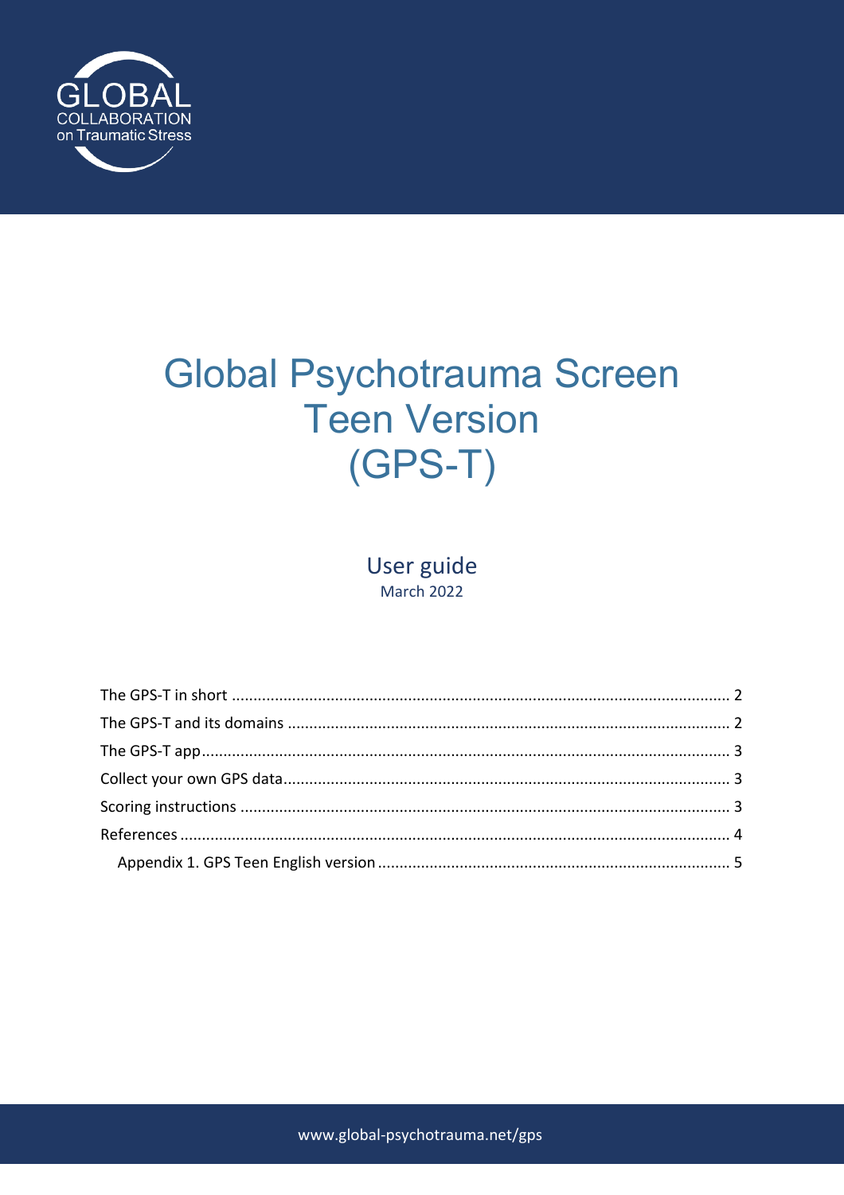GLOBAL
COLLABORATION
on Traumatic Stress

# Global Psychotrauma Screen Teen Version (GPS-T)

## User guide

March 2022

- The GPS-T in short ..................... 2
- The GPS-T and its domains ..................... 2
- The GPS-T app ..................... 3
- Collect your own GPS data ..................... 3
- Scoring instructions ..................... 3
- References ..................... 4
  - Appendix 1. GPS Teen English version ..................... 5

www.global-psychotrauma.net/gps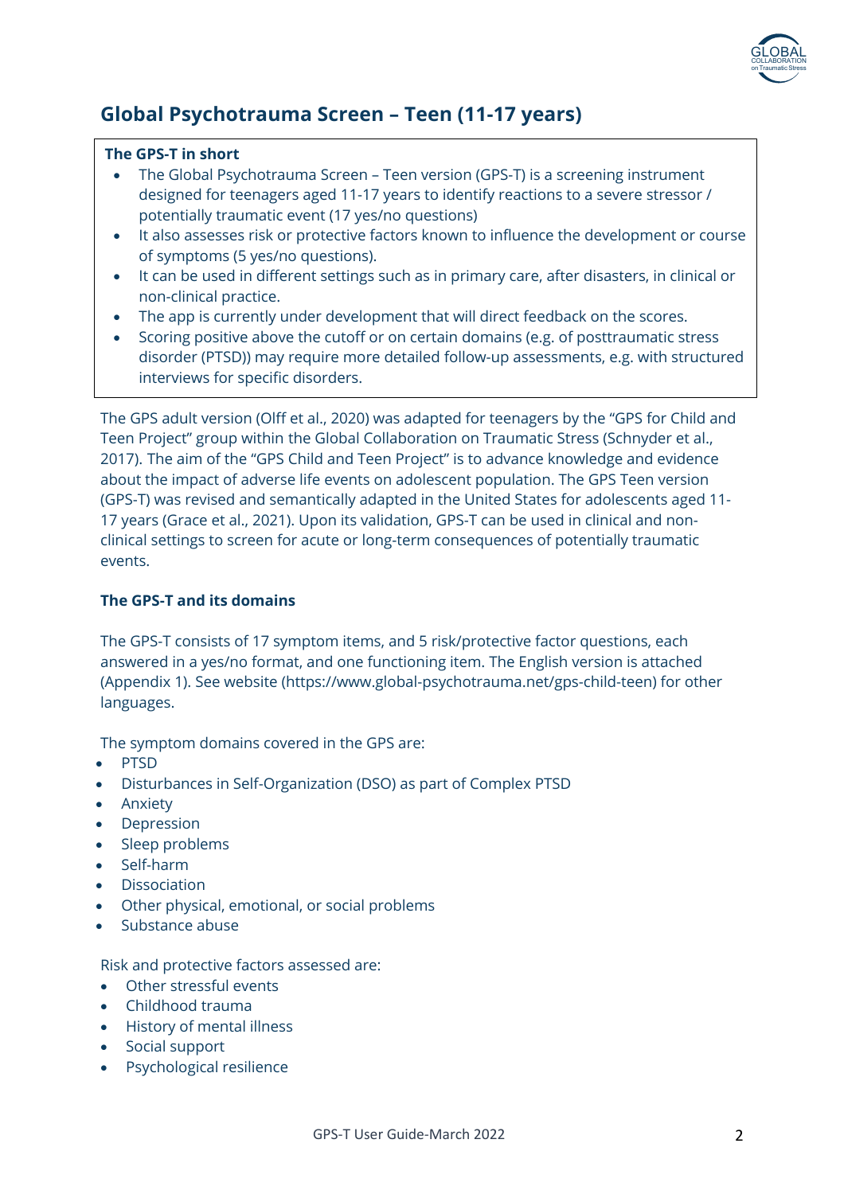## Global Psychotrauma Screen – Teen (11-17 years)

**The GPS-T in short**

- The Global Psychotrauma Screen – Teen version (GPS-T) is a screening instrument designed for teenagers aged 11-17 years to identify reactions to a severe stressor / potentially traumatic event (17 yes/no questions)
- It also assesses risk or protective factors known to influence the development or course of symptoms (5 yes/no questions).
- It can be used in different settings such as in primary care, after disasters, in clinical or non-clinical practice.
- The app is currently under development that will direct feedback on the scores.
- Scoring positive above the cutoff or on certain domains (e.g. of posttraumatic stress disorder (PTSD)) may require more detailed follow-up assessments, e.g. with structured interviews for specific disorders.

The GPS adult version (Olff et al., 2020) was adapted for teenagers by the "GPS for Child and Teen Project" group within the Global Collaboration on Traumatic Stress (Schnyder et al., 2017). The aim of the "GPS Child and Teen Project" is to advance knowledge and evidence about the impact of adverse life events on adolescent population. The GPS Teen version (GPS-T) was revised and semantically adapted in the United States for adolescents aged 11-17 years (Grace et al., 2021). Upon its validation, GPS-T can be used in clinical and non-clinical settings to screen for acute or long-term consequences of potentially traumatic events.

**The GPS-T and its domains**

The GPS-T consists of 17 symptom items, and 5 risk/protective factor questions, each answered in a yes/no format, and one functioning item. The English version is attached (Appendix 1). See website (https://www.global-psychotrauma.net/gps-child-teen) for other languages.

The symptom domains covered in the GPS are:

- PTSD
- Disturbances in Self-Organization (DSO) as part of Complex PTSD
- Anxiety
- Depression
- Sleep problems
- Self-harm
- Dissociation
- Other physical, emotional, or social problems
- Substance abuse

Risk and protective factors assessed are:

- Other stressful events
- Childhood trauma
- History of mental illness
- Social support
- Psychological resilience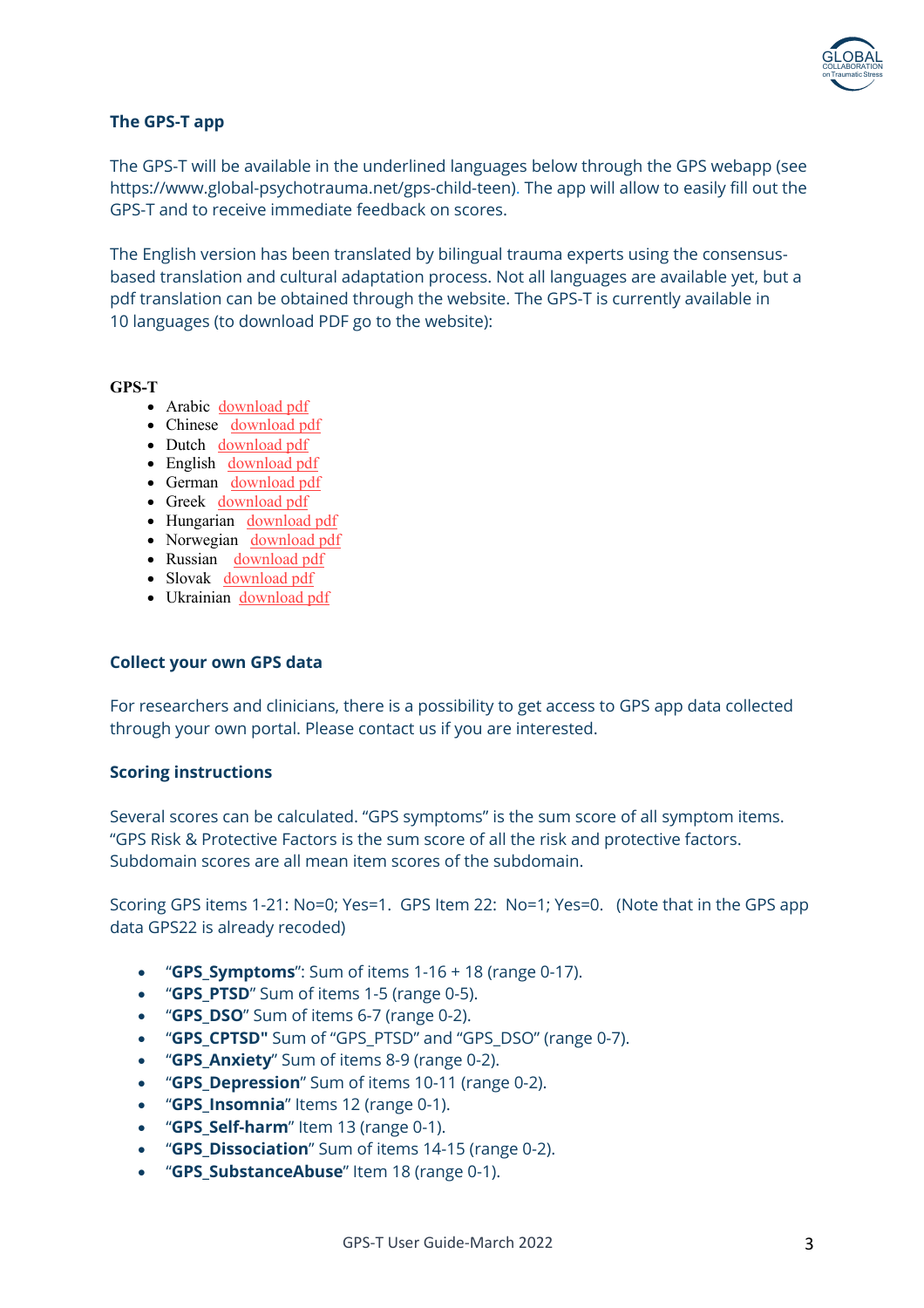## The GPS-T app

The GPS-T will be available in the underlined languages below through the GPS webapp (see https://www.global-psychotrauma.net/gps-child-teen). The app will allow to easily fill out the GPS-T and to receive immediate feedback on scores.

The English version has been translated by bilingual trauma experts using the consensus-based translation and cultural adaptation process. Not all languages are available yet, but a pdf translation can be obtained through the website. The GPS-T is currently available in 10 languages (to download PDF go to the website):

**GPS-T**

- Arabic download pdf
- Chinese download pdf
- Dutch download pdf
- English download pdf
- German download pdf
- Greek download pdf
- Hungarian download pdf
- Norwegian download pdf
- Russian download pdf
- Slovak download pdf
- Ukrainian download pdf

## Collect your own GPS data

For researchers and clinicians, there is a possibility to get access to GPS app data collected through your own portal. Please contact us if you are interested.

## Scoring instructions

Several scores can be calculated. "GPS symptoms" is the sum score of all symptom items. "GPS Risk & Protective Factors is the sum score of all the risk and protective factors. Subdomain scores are all mean item scores of the subdomain.

Scoring GPS items 1-21: No=0; Yes=1. GPS Item 22: No=1; Yes=0. (Note that in the GPS app data GPS22 is already recoded)

- "**GPS_Symptoms**": Sum of items 1-16 + 18 (range 0-17).
- "**GPS_PTSD**" Sum of items 1-5 (range 0-5).
- "**GPS_DSO**" Sum of items 6-7 (range 0-2).
- "**GPS_CPTSD"** Sum of "GPS_PTSD" and "GPS_DSO" (range 0-7).
- "**GPS_Anxiety**" Sum of items 8-9 (range 0-2).
- "**GPS_Depression**" Sum of items 10-11 (range 0-2).
- "**GPS_Insomnia**" Items 12 (range 0-1).
- "**GPS_Self-harm**" Item 13 (range 0-1).
- "**GPS_Dissociation**" Sum of items 14-15 (range 0-2).
- "**GPS_SubstanceAbuse**" Item 18 (range 0-1).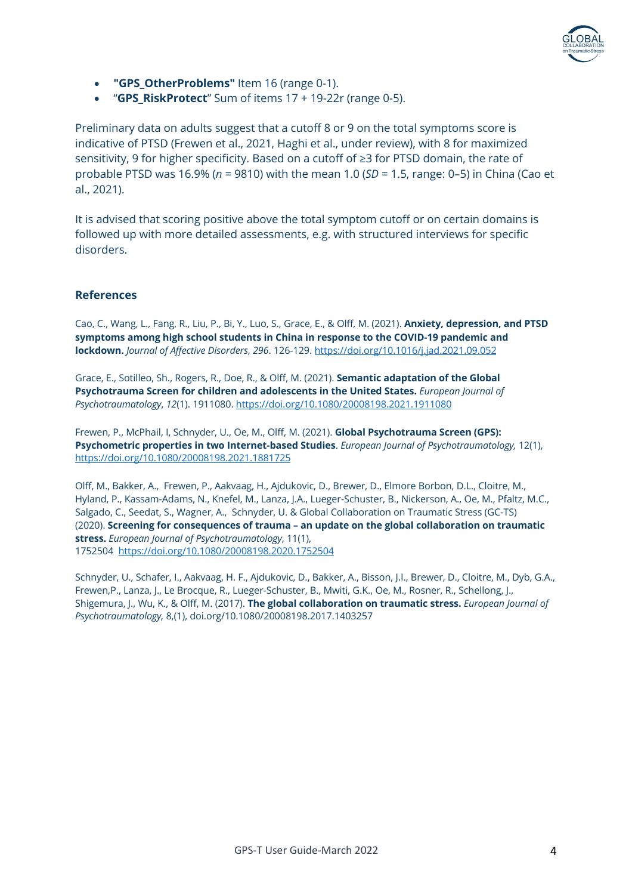- **"GPS_OtherProblems"** Item 16 (range 0-1).
- "**GPS_RiskProtect**" Sum of items 17 + 19-22r (range 0-5).

Preliminary data on adults suggest that a cutoff 8 or 9 on the total symptoms score is indicative of PTSD (Frewen et al., 2021, Haghi et al., under review), with 8 for maximized sensitivity, 9 for higher specificity. Based on a cutoff of ≥3 for PTSD domain, the rate of probable PTSD was 16.9% (*n* = 9810) with the mean 1.0 (*SD* = 1.5, range: 0–5) in China (Cao et al., 2021).

It is advised that scoring positive above the total symptom cutoff or on certain domains is followed up with more detailed assessments, e.g. with structured interviews for specific disorders.

## References

Cao, C., Wang, L., Fang, R., Liu, P., Bi, Y., Luo, S., Grace, E., & Olff, M. (2021). **Anxiety, depression, and PTSD symptoms among high school students in China in response to the COVID-19 pandemic and lockdown.** *Journal of Affective Disorders*, *296*. 126-129. https://doi.org/10.1016/j.jad.2021.09.052

Grace, E., Sotilleo, Sh., Rogers, R., Doe, R., & Olff, M. (2021). **Semantic adaptation of the Global Psychotrauma Screen for children and adolescents in the United States.** *European Journal of Psychotraumatology*, *12*(1). 1911080. https://doi.org/10.1080/20008198.2021.1911080

Frewen, P., McPhail, I, Schnyder, U., Oe, M., Olff, M. (2021). **Global Psychotrauma Screen (GPS): Psychometric properties in two Internet-based Studies**. *European Journal of Psychotraumatology,* 12(1), https://doi.org/10.1080/20008198.2021.1881725

Olff, M., Bakker, A., Frewen, P., Aakvaag, H., Ajdukovic, D., Brewer, D., Elmore Borbon, D.L., Cloitre, M., Hyland, P., Kassam-Adams, N., Knefel, M., Lanza, J.A., Lueger-Schuster, B., Nickerson, A., Oe, M., Pfaltz, M.C., Salgado, C., Seedat, S., Wagner, A., Schnyder, U. & Global Collaboration on Traumatic Stress (GC-TS) (2020). **Screening for consequences of trauma – an update on the global collaboration on traumatic stress.** *European Journal of Psychotraumatology*, 11(1), 1752504 https://doi.org/10.1080/20008198.2020.1752504

Schnyder, U., Schafer, I., Aakvaag, H. F., Ajdukovic, D., Bakker, A., Bisson, J.I., Brewer, D., Cloitre, M., Dyb, G.A., Frewen,P., Lanza, J., Le Brocque, R., Lueger-Schuster, B., Mwiti, G.K., Oe, M., Rosner, R., Schellong, J., Shigemura, J., Wu, K., & Olff, M. (2017). **The global collaboration on traumatic stress.** *European Journal of Psychotraumatology,* 8,(1), doi.org/10.1080/20008198.2017.1403257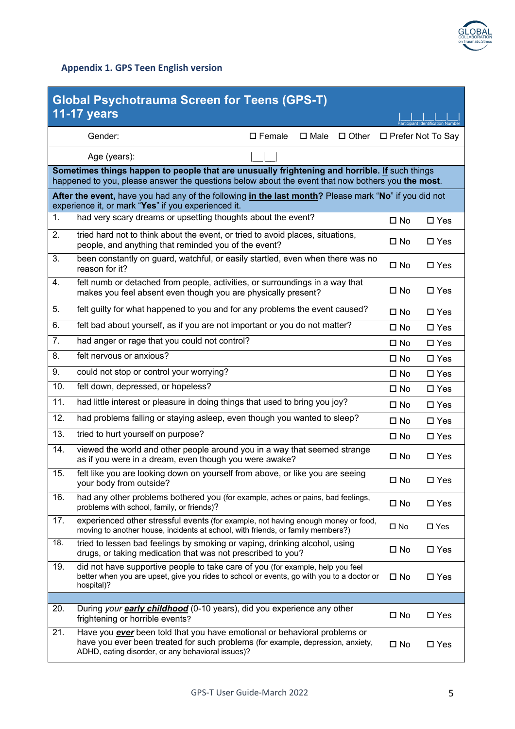## Appendix 1. GPS Teen English version

| **Global Psychotrauma Screen for Teens (GPS-T) 11-17 years** | | | Participant Identification Number |\_\_|\_\_|\_\_|\_\_|\_\_| |
|---|---|---|---|
| | Gender: | ☐ Female ☐ Male ☐ Other ☐ Prefer Not To Say | |
| | Age (years): | |\_\_|\_\_| | |
| **Sometimes things happen to people that are unusually frightening and horrible.** ***If*** such things happened to you, please answer the questions below about the event that now bothers you **the most**. | | | |
| **After the event,** have you had any of the following ***in the last month*?** Please mark "**No**" if you did not experience it, or mark "**Yes**" if you experienced it. | | | |
| 1. | had very scary dreams or upsetting thoughts about the event? | ☐ No | ☐ Yes |
| 2. | tried hard not to think about the event, or tried to avoid places, situations, people, and anything that reminded you of the event? | ☐ No | ☐ Yes |
| 3. | been constantly on guard, watchful, or easily startled, even when there was no reason for it? | ☐ No | ☐ Yes |
| 4. | felt numb or detached from people, activities, or surroundings in a way that makes you feel absent even though you are physically present? | ☐ No | ☐ Yes |
| 5. | felt guilty for what happened to you and for any problems the event caused? | ☐ No | ☐ Yes |
| 6. | felt bad about yourself, as if you are not important or you do not matter? | ☐ No | ☐ Yes |
| 7. | had anger or rage that you could not control? | ☐ No | ☐ Yes |
| 8. | felt nervous or anxious? | ☐ No | ☐ Yes |
| 9. | could not stop or control your worrying? | ☐ No | ☐ Yes |
| 10. | felt down, depressed, or hopeless? | ☐ No | ☐ Yes |
| 11. | had little interest or pleasure in doing things that used to bring you joy? | ☐ No | ☐ Yes |
| 12. | had problems falling or staying asleep, even though you wanted to sleep? | ☐ No | ☐ Yes |
| 13. | tried to hurt yourself on purpose? | ☐ No | ☐ Yes |
| 14. | viewed the world and other people around you in a way that seemed strange as if you were in a dream, even though you were awake? | ☐ No | ☐ Yes |
| 15. | felt like you are looking down on yourself from above, or like you are seeing your body from outside? | ☐ No | ☐ Yes |
| 16. | had any other problems bothered you (for example, aches or pains, bad feelings, problems with school, family, or friends)? | ☐ No | ☐ Yes |
| 17. | experienced other stressful events (for example, not having enough money or food, moving to another house, incidents at school, with friends, or family members?) | ☐ No | ☐ Yes |
| 18. | tried to lessen bad feelings by smoking or vaping, drinking alcohol, using drugs, or taking medication that was not prescribed to you? | ☐ No | ☐ Yes |
| 19. | did not have supportive people to take care of you (for example, help you feel better when you are upset, give you rides to school or events, go with you to a doctor or hospital)? | ☐ No | ☐ Yes |
| | | | |
| 20. | During *your* ***early childhood*** (0-10 years), did you experience any other frightening or horrible events? | ☐ No | ☐ Yes |
| 21. | Have you ***ever*** been told that you have emotional or behavioral problems or have you ever been treated for such problems (for example, depression, anxiety, ADHD, eating disorder, or any behavioral issues)? | ☐ No | ☐ Yes |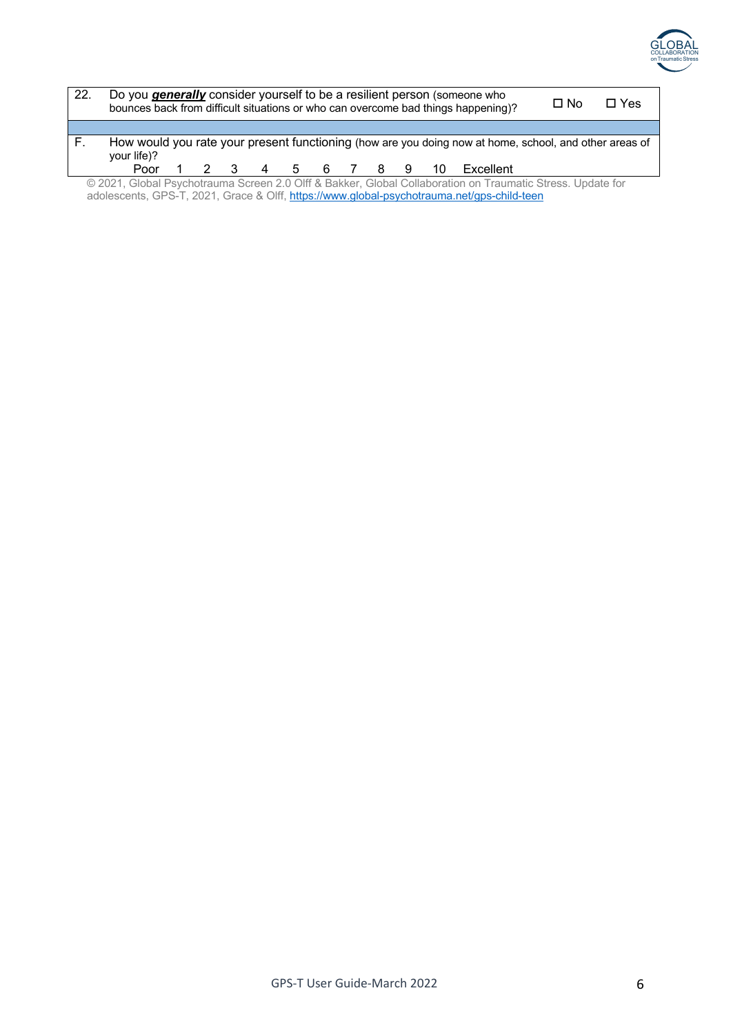| | | | |
|---|---|---|---|
| 22. | Do you ***generally*** consider yourself to be a resilient person (someone who bounces back from difficult situations or who can overcome bad things happening)? | ☐ No | ☐ Yes |
| | | | |
| F. | How would you rate your present functioning (how are you doing now at home, school, and other areas of your life)? Poor 1 2 3 4 5 6 7 8 9 10 Excellent | | |

© 2021, Global Psychotrauma Screen 2.0 Olff & Bakker, Global Collaboration on Traumatic Stress. Update for adolescents, GPS-T, 2021, Grace & Olff, [https://www.global-psychotrauma.net/gps-child-teen](https://www.global-psychotrauma.net/gps-child-teen)